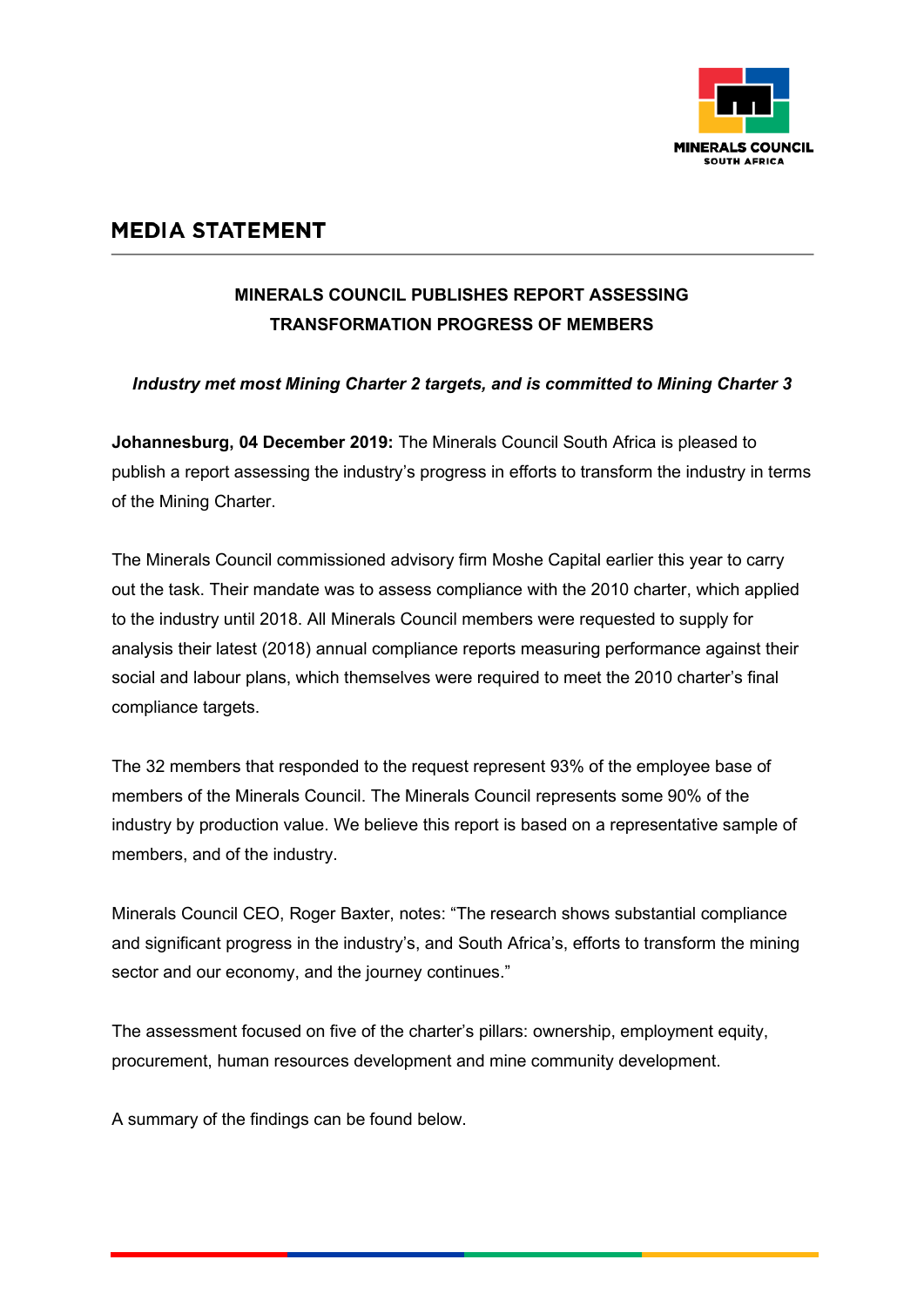MINERALS COUNCIL
SOUTH AFRICA

# MEDIA STATEMENT

## MINERALS COUNCIL PUBLISHES REPORT ASSESSING TRANSFORMATION PROGRESS OF MEMBERS

***Industry met most Mining Charter 2 targets, and is committed to Mining Charter 3***

**Johannesburg, 04 December 2019:** The Minerals Council South Africa is pleased to publish a report assessing the industry's progress in efforts to transform the industry in terms of the Mining Charter.

The Minerals Council commissioned advisory firm Moshe Capital earlier this year to carry out the task. Their mandate was to assess compliance with the 2010 charter, which applied to the industry until 2018. All Minerals Council members were requested to supply for analysis their latest (2018) annual compliance reports measuring performance against their social and labour plans, which themselves were required to meet the 2010 charter's final compliance targets.

The 32 members that responded to the request represent 93% of the employee base of members of the Minerals Council. The Minerals Council represents some 90% of the industry by production value. We believe this report is based on a representative sample of members, and of the industry.

Minerals Council CEO, Roger Baxter, notes: "The research shows substantial compliance and significant progress in the industry's, and South Africa's, efforts to transform the mining sector and our economy, and the journey continues."

The assessment focused on five of the charter's pillars: ownership, employment equity, procurement, human resources development and mine community development.

A summary of the findings can be found below.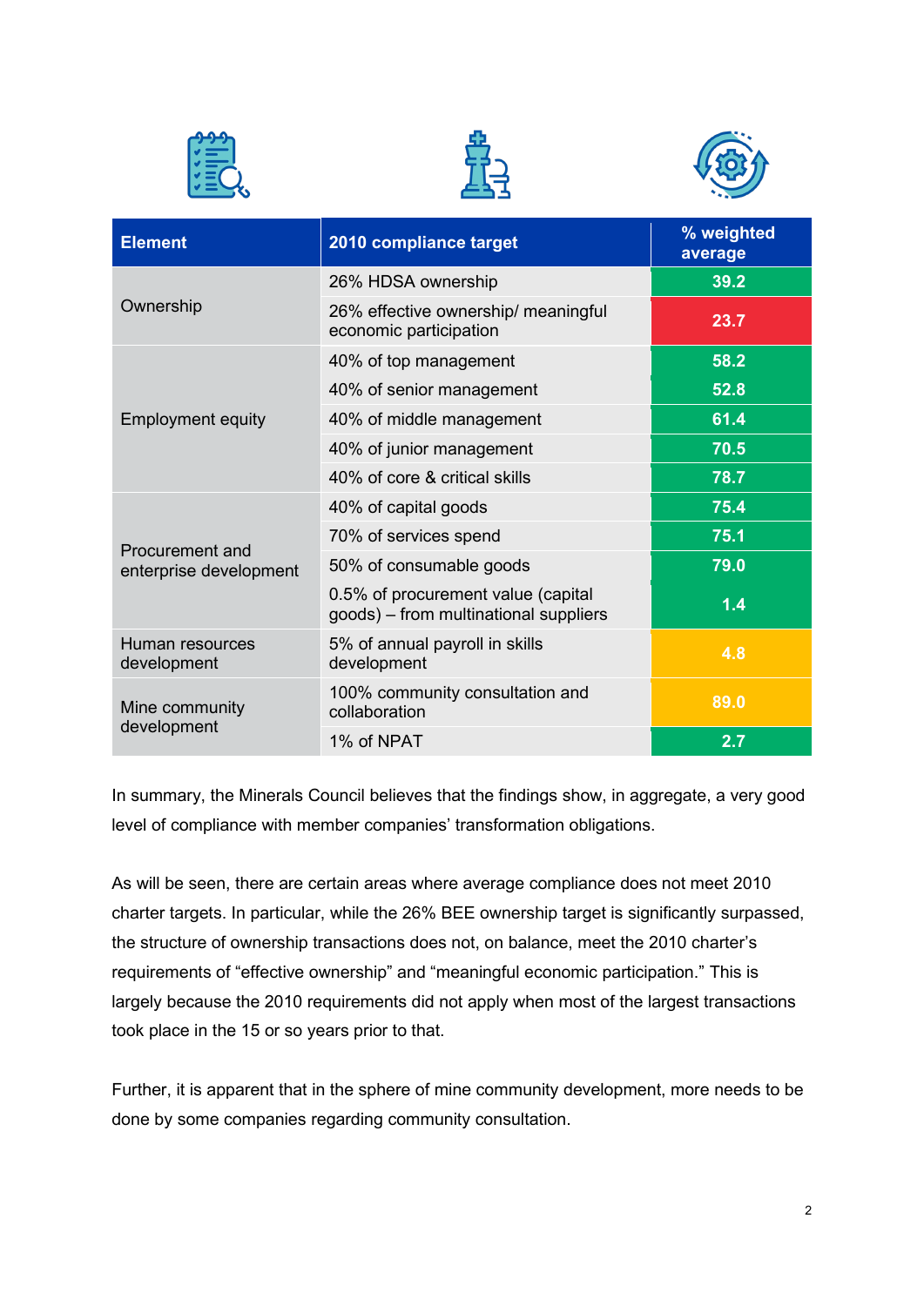| Element | 2010 compliance target | % weighted average |
|---|---|---|
| Ownership | 26% HDSA ownership | 39.2 |
| | 26% effective ownership/ meaningful economic participation | 23.7 |
| Employment equity | 40% of top management | 58.2 |
| | 40% of senior management | 52.8 |
| | 40% of middle management | 61.4 |
| | 40% of junior management | 70.5 |
| | 40% of core & critical skills | 78.7 |
| Procurement and enterprise development | 40% of capital goods | 75.4 |
| | 70% of services spend | 75.1 |
| | 50% of consumable goods | 79.0 |
| | 0.5% of procurement value (capital goods) – from multinational suppliers | 1.4 |
| Human resources development | 5% of annual payroll in skills development | 4.8 |
| Mine community development | 100% community consultation and collaboration | 89.0 |
| | 1% of NPAT | 2.7 |

In summary, the Minerals Council believes that the findings show, in aggregate, a very good level of compliance with member companies' transformation obligations.

As will be seen, there are certain areas where average compliance does not meet 2010 charter targets. In particular, while the 26% BEE ownership target is significantly surpassed, the structure of ownership transactions does not, on balance, meet the 2010 charter's requirements of "effective ownership" and "meaningful economic participation." This is largely because the 2010 requirements did not apply when most of the largest transactions took place in the 15 or so years prior to that.

Further, it is apparent that in the sphere of mine community development, more needs to be done by some companies regarding community consultation.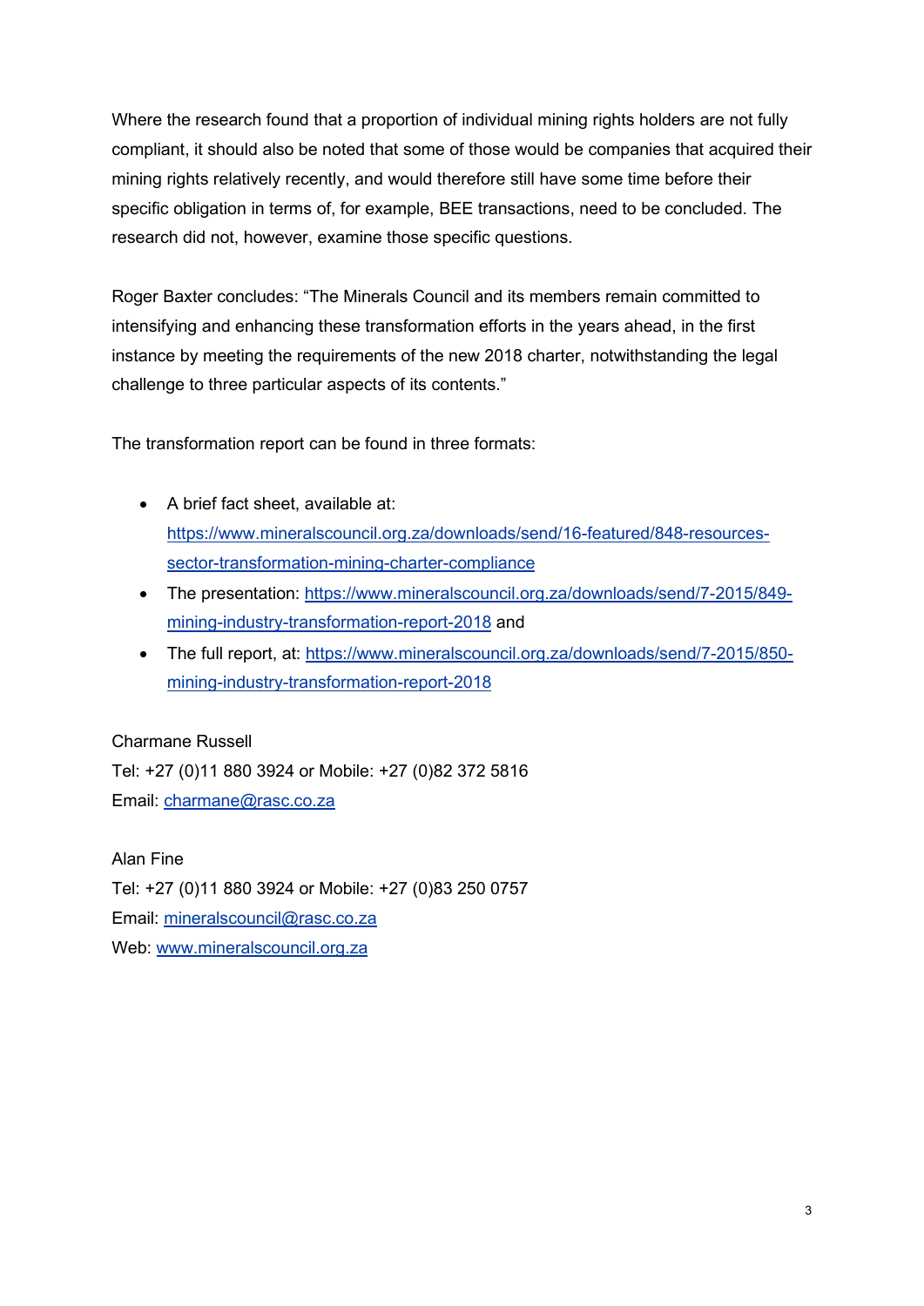Where the research found that a proportion of individual mining rights holders are not fully compliant, it should also be noted that some of those would be companies that acquired their mining rights relatively recently, and would therefore still have some time before their specific obligation in terms of, for example, BEE transactions, need to be concluded. The research did not, however, examine those specific questions.

Roger Baxter concludes: "The Minerals Council and its members remain committed to intensifying and enhancing these transformation efforts in the years ahead, in the first instance by meeting the requirements of the new 2018 charter, notwithstanding the legal challenge to three particular aspects of its contents."

The transformation report can be found in three formats:

- A brief fact sheet, available at: https://www.mineralscouncil.org.za/downloads/send/16-featured/848-resources-sector-transformation-mining-charter-compliance
- The presentation: https://www.mineralscouncil.org.za/downloads/send/7-2015/849-mining-industry-transformation-report-2018 and
- The full report, at: https://www.mineralscouncil.org.za/downloads/send/7-2015/850-mining-industry-transformation-report-2018

Charmane Russell
Tel: +27 (0)11 880 3924 or Mobile: +27 (0)82 372 5816
Email: charmane@rasc.co.za

Alan Fine
Tel: +27 (0)11 880 3924 or Mobile: +27 (0)83 250 0757
Email: mineralscouncil@rasc.co.za
Web: www.mineralscouncil.org.za